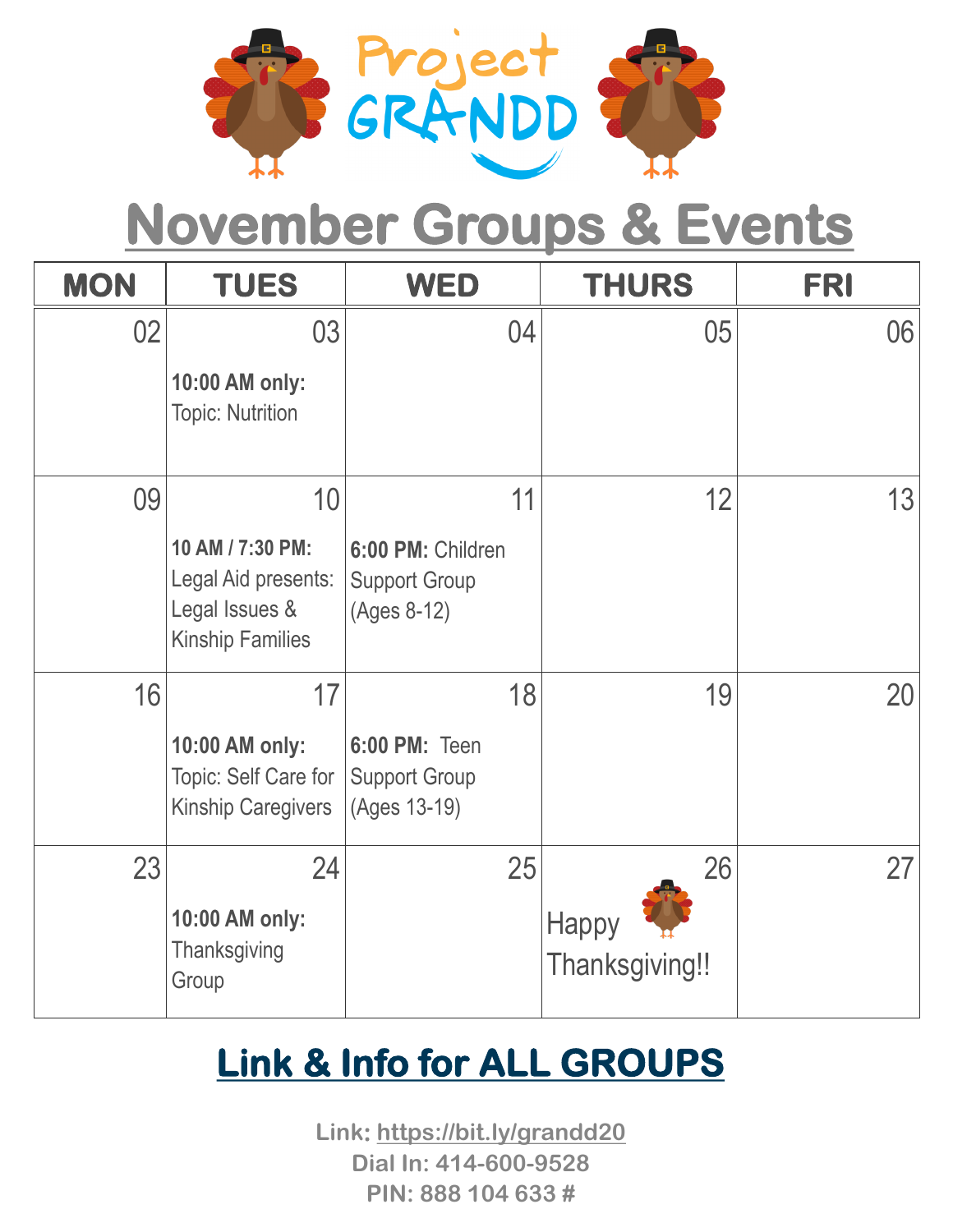# Project GRANDD

## November Groups & Events

| MON | TUES | WED | THURS | FRI |
|---|---|---|---|---|
| 02 | 03<br>**10:00 AM only:** Topic: Nutrition | 04 | 05 | 06 |
| 09 | 10<br>**10 AM / 7:30 PM:** Legal Aid presents: Legal Issues & Kinship Families | 11<br>**6:00 PM:** Children Support Group (Ages 8-12) | 12 | 13 |
| 16 | 17<br>**10:00 AM only:** Topic: Self Care for Kinship Caregivers | 18<br>**6:00 PM:** Teen Support Group (Ages 13-19) | 19 | 20 |
| 23 | 24<br>**10:00 AM only:** Thanksgiving Group | 25 | 26<br>Happy Thanksgiving!! | 27 |

## Link & Info for ALL GROUPS

**Link:** https://bit.ly/grandd20
**Dial In: 414-600-9528**
**PIN: 888 104 633 #**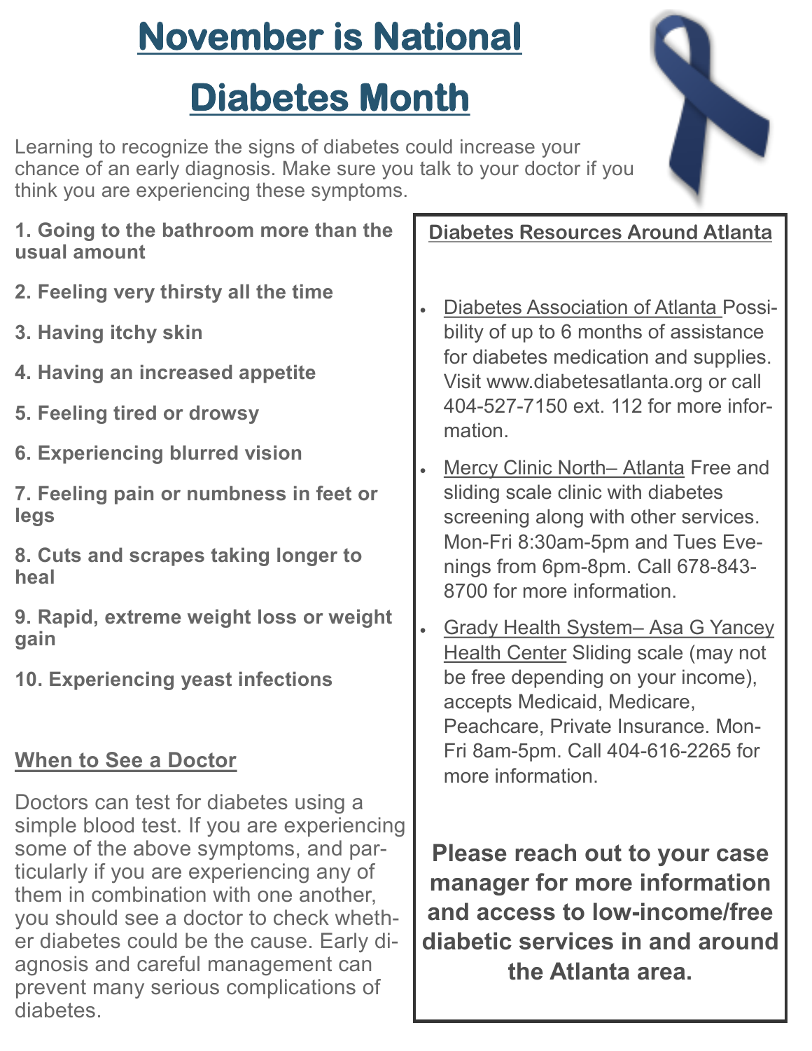# November is National Diabetes Month

Learning to recognize the signs of diabetes could increase your chance of an early diagnosis. Make sure you talk to your doctor if you think you are experiencing these symptoms.

**1. Going to the bathroom more than the usual amount**

**2. Feeling very thirsty all the time**

**3. Having itchy skin**

**4. Having an increased appetite**

**5. Feeling tired or drowsy**

**6. Experiencing blurred vision**

**7. Feeling pain or numbness in feet or legs**

**8. Cuts and scrapes taking longer to heal**

**9. Rapid, extreme weight loss or weight gain**

**10. Experiencing yeast infections**

## When to See a Doctor

Doctors can test for diabetes using a simple blood test. If you are experiencing some of the above symptoms, and particularly if you are experiencing any of them in combination with one another, you should see a doctor to check whether diabetes could be the cause. Early diagnosis and careful management can prevent many serious complications of diabetes.

## Diabetes Resources Around Atlanta

- Diabetes Association of Atlanta Possibility of up to 6 months of assistance for diabetes medication and supplies. Visit www.diabetesatlanta.org or call 404-527-7150 ext. 112 for more information.
- Mercy Clinic North– Atlanta Free and sliding scale clinic with diabetes screening along with other services. Mon-Fri 8:30am-5pm and Tues Evenings from 6pm-8pm. Call 678-843-8700 for more information.
- Grady Health System– Asa G Yancey Health Center Sliding scale (may not be free depending on your income), accepts Medicaid, Medicare, Peachcare, Private Insurance. Mon-Fri 8am-5pm. Call 404-616-2265 for more information.

**Please reach out to your case manager for more information and access to low-income/free diabetic services in and around the Atlanta area.**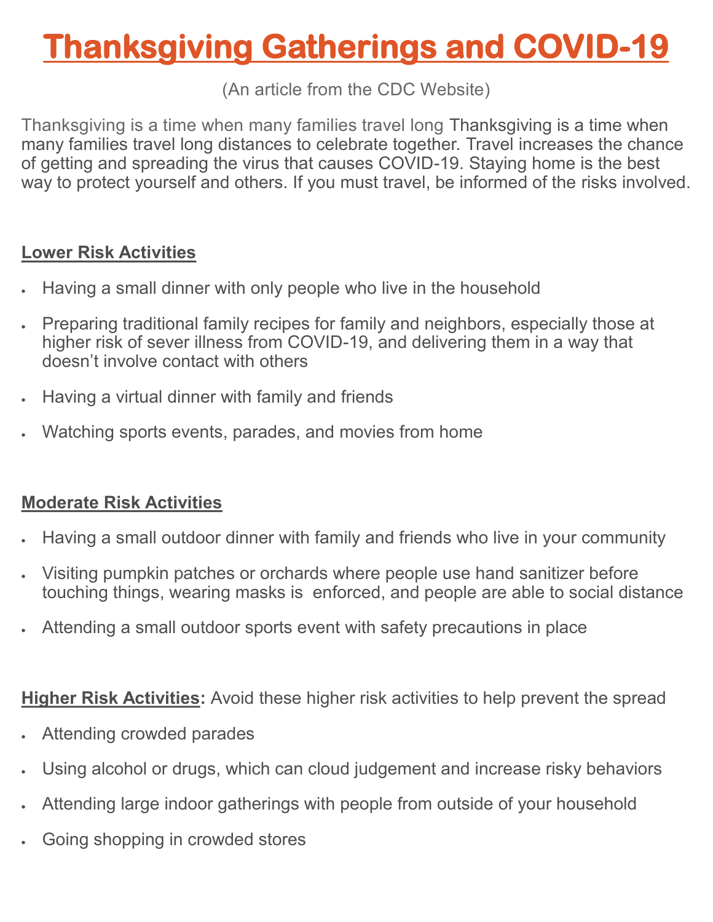# Thanksgiving Gatherings and COVID-19

(An article from the CDC Website)

Thanksgiving is a time when many families travel long Thanksgiving is a time when many families travel long distances to celebrate together. Travel increases the chance of getting and spreading the virus that causes COVID-19. Staying home is the best way to protect yourself and others. If you must travel, be informed of the risks involved.

## Lower Risk Activities

- Having a small dinner with only people who live in the household
- Preparing traditional family recipes for family and neighbors, especially those at higher risk of sever illness from COVID-19, and delivering them in a way that doesn't involve contact with others
- Having a virtual dinner with family and friends
- Watching sports events, parades, and movies from home

## Moderate Risk Activities

- Having a small outdoor dinner with family and friends who live in your community
- Visiting pumpkin patches or orchards where people use hand sanitizer before touching things, wearing masks is enforced, and people are able to social distance
- Attending a small outdoor sports event with safety precautions in place

**Higher Risk Activities:** Avoid these higher risk activities to help prevent the spread

- Attending crowded parades
- Using alcohol or drugs, which can cloud judgement and increase risky behaviors
- Attending large indoor gatherings with people from outside of your household
- Going shopping in crowded stores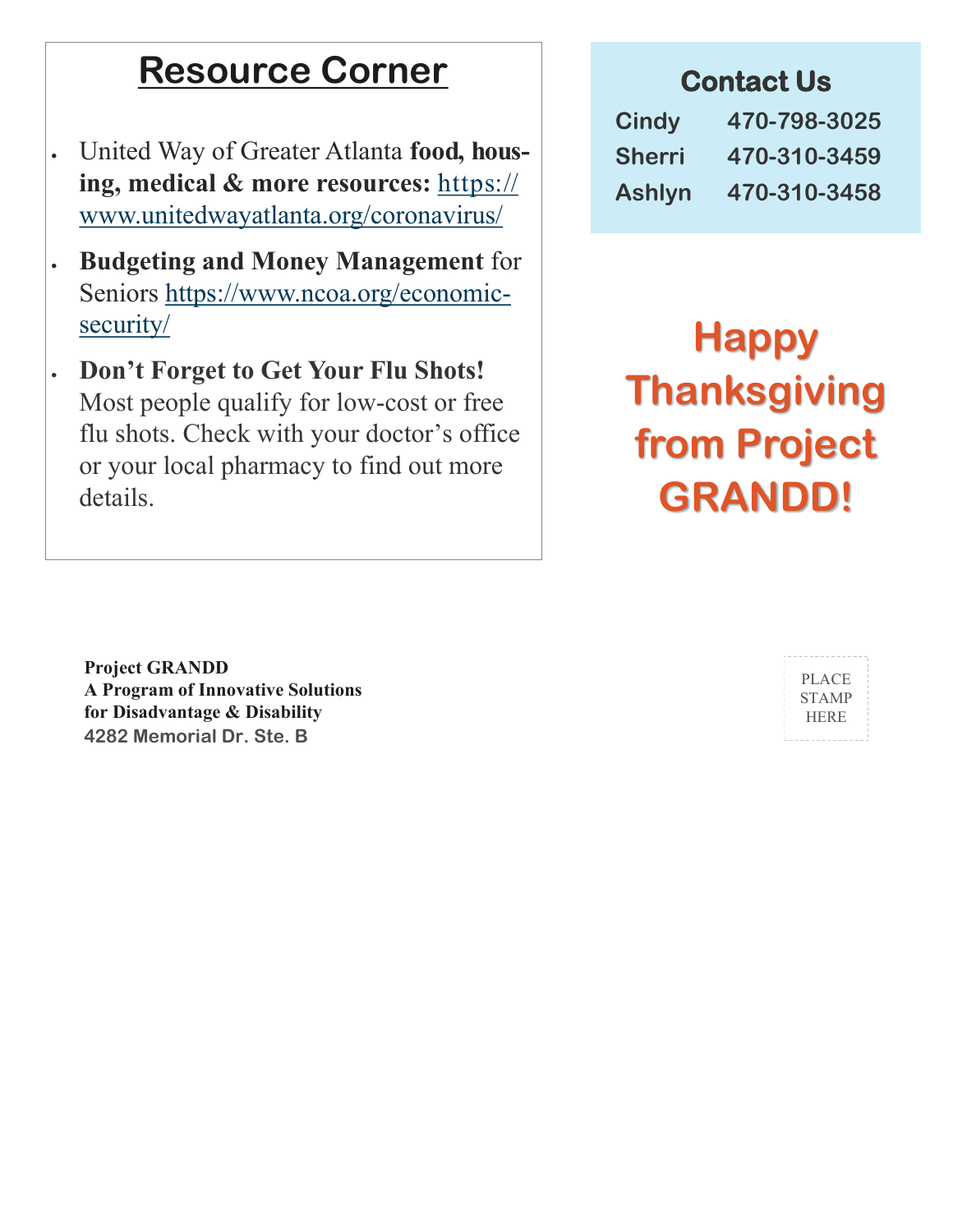## Resource Corner

- United Way of Greater Atlanta **food, housing, medical & more resources:** https://www.unitedwayatlanta.org/coronavirus/
- **Budgeting and Money Management** for Seniors https://www.ncoa.org/economic-security/
- **Don't Forget to Get Your Flu Shots!** Most people qualify for low-cost or free flu shots. Check with your doctor's office or your local pharmacy to find out more details.

## Contact Us

| | |
|---|---|
| Cindy | 470-798-3025 |
| Sherri | 470-310-3459 |
| Ashlyn | 470-310-3458 |

# Happy Thanksgiving from Project GRANDD!

**Project GRANDD**
**A Program of Innovative Solutions for Disadvantage & Disability**
**4282 Memorial Dr. Ste. B**

PLACE STAMP HERE